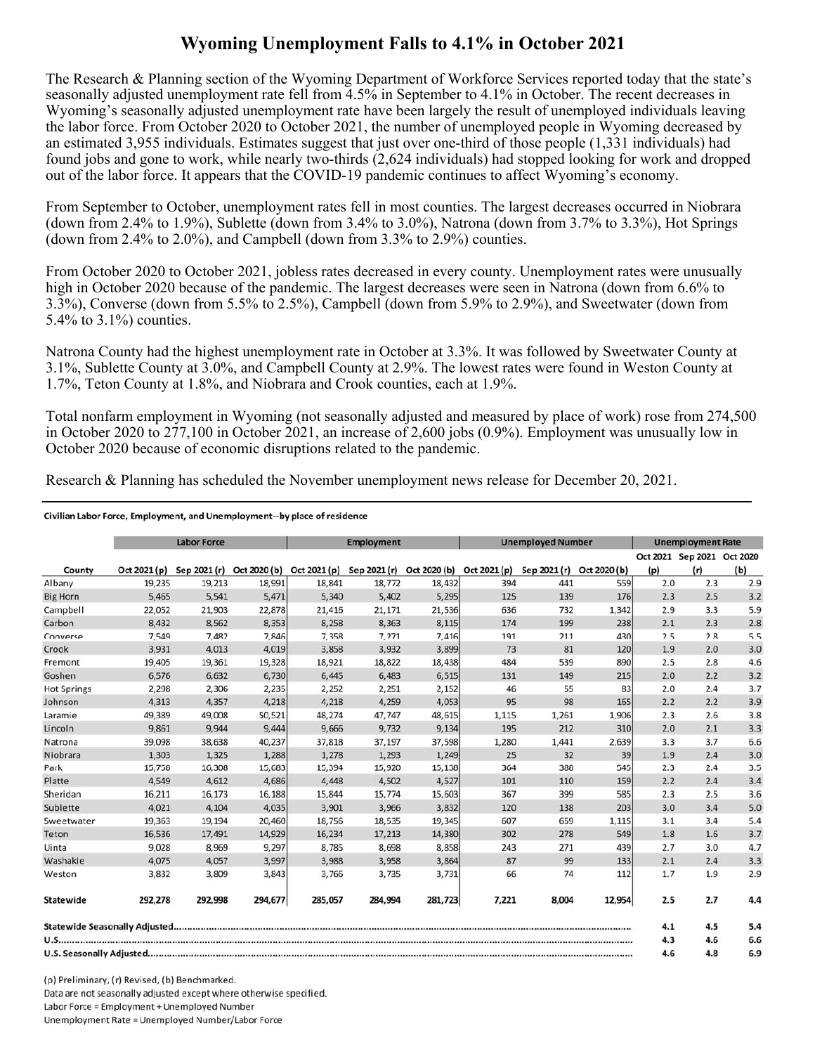# Wyoming Unemployment Falls to 4.1% in October 2021

The Research & Planning section of the Wyoming Department of Workforce Services reported today that the state's seasonally adjusted unemployment rate fell from 4.5% in September to 4.1% in October. The recent decreases in Wyoming's seasonally adjusted unemployment rate have been largely the result of unemployed individuals leaving the labor force. From October 2020 to October 2021, the number of unemployed people in Wyoming decreased by an estimated 3,955 individuals. Estimates suggest that just over one-third of those people (1,331 individuals) had found jobs and gone to work, while nearly two-thirds (2,624 individuals) had stopped looking for work and dropped out of the labor force. It appears that the COVID-19 pandemic continues to affect Wyoming's economy.

From September to October, unemployment rates fell in most counties. The largest decreases occurred in Niobrara (down from 2.4% to 1.9%), Sublette (down from 3.4% to 3.0%), Natrona (down from 3.7% to 3.3%), Hot Springs (down from 2.4% to 2.0%), and Campbell (down from 3.3% to 2.9%) counties.

From October 2020 to October 2021, jobless rates decreased in every county. Unemployment rates were unusually high in October 2020 because of the pandemic. The largest decreases were seen in Natrona (down from 6.6% to 3.3%), Converse (down from 5.5% to 2.5%), Campbell (down from 5.9% to 2.9%), and Sweetwater (down from 5.4% to 3.1%) counties.

Natrona County had the highest unemployment rate in October at 3.3%. It was followed by Sweetwater County at 3.1%, Sublette County at 3.0%, and Campbell County at 2.9%. The lowest rates were found in Weston County at 1.7%, Teton County at 1.8%, and Niobrara and Crook counties, each at 1.9%.

Total nonfarm employment in Wyoming (not seasonally adjusted and measured by place of work) rose from 274,500 in October 2020 to 277,100 in October 2021, an increase of 2,600 jobs (0.9%). Employment was unusually low in October 2020 because of economic disruptions related to the pandemic.

Research & Planning has scheduled the November unemployment news release for December 20, 2021.

**Civilian Labor Force, Employment, and Unemployment--by place of residence**

| | Labor Force | | | Employment | | | Unemployed Number | | | Unemployment Rate | | |
|---|---|---|---|---|---|---|---|---|---|---|---|---|
| County | Oct 2021 (p) | Sep 2021 (r) | Oct 2020 (b) | Oct 2021 (p) | Sep 2021 (r) | Oct 2020 (b) | Oct 2021 (p) | Sep 2021 (r) | Oct 2020 (b) | Oct 2021 (p) | Sep 2021 (r) | Oct 2020 (b) |
| Albany | 19,235 | 19,213 | 18,991 | 18,841 | 18,772 | 18,432 | 394 | 441 | 559 | 2.0 | 2.3 | 2.9 |
| Big Horn | 5,465 | 5,541 | 5,471 | 5,340 | 5,402 | 5,295 | 125 | 139 | 176 | 2.3 | 2.5 | 3.2 |
| Campbell | 22,052 | 21,903 | 22,878 | 21,416 | 21,171 | 21,536 | 636 | 732 | 1,342 | 2.9 | 3.3 | 5.9 |
| Carbon | 8,432 | 8,562 | 8,353 | 8,258 | 8,363 | 8,115 | 174 | 199 | 238 | 2.1 | 2.3 | 2.8 |
| Converse | 7,549 | 7,482 | 7,846 | 7,358 | 7,271 | 7,416 | 191 | 211 | 430 | 2.5 | 2.8 | 5.5 |
| Crook | 3,931 | 4,013 | 4,019 | 3,858 | 3,932 | 3,899 | 73 | 81 | 120 | 1.9 | 2.0 | 3.0 |
| Fremont | 19,405 | 19,361 | 19,328 | 18,921 | 18,822 | 18,438 | 484 | 539 | 890 | 2.5 | 2.8 | 4.6 |
| Goshen | 6,576 | 6,632 | 6,730 | 6,445 | 6,483 | 6,515 | 131 | 149 | 215 | 2.0 | 2.2 | 3.2 |
| Hot Springs | 2,298 | 2,306 | 2,235 | 2,252 | 2,251 | 2,152 | 46 | 55 | 83 | 2.0 | 2.4 | 3.7 |
| Johnson | 4,313 | 4,357 | 4,218 | 4,218 | 4,259 | 4,053 | 95 | 98 | 165 | 2.2 | 2.2 | 3.9 |
| Laramie | 49,389 | 49,008 | 50,521 | 48,274 | 47,747 | 48,615 | 1,115 | 1,261 | 1,906 | 2.3 | 2.6 | 3.8 |
| Lincoln | 9,861 | 9,944 | 9,444 | 9,666 | 9,732 | 9,134 | 195 | 212 | 310 | 2.0 | 2.1 | 3.3 |
| Natrona | 39,098 | 38,638 | 40,237 | 37,818 | 37,197 | 37,598 | 1,280 | 1,441 | 2,639 | 3.3 | 3.7 | 6.6 |
| Niobrara | 1,303 | 1,325 | 1,288 | 1,278 | 1,293 | 1,249 | 25 | 32 | 39 | 1.9 | 2.4 | 3.0 |
| Park | 15,758 | 16,308 | 15,683 | 15,394 | 15,920 | 15,138 | 364 | 388 | 545 | 2.3 | 2.4 | 3.5 |
| Platte | 4,549 | 4,612 | 4,686 | 4,448 | 4,502 | 4,527 | 101 | 110 | 159 | 2.2 | 2.4 | 3.4 |
| Sheridan | 16,211 | 16,173 | 16,188 | 15,844 | 15,774 | 15,603 | 367 | 399 | 585 | 2.3 | 2.5 | 3.6 |
| Sublette | 4,021 | 4,104 | 4,035 | 3,901 | 3,966 | 3,832 | 120 | 138 | 203 | 3.0 | 3.4 | 5.0 |
| Sweetwater | 19,363 | 19,194 | 20,460 | 18,756 | 18,535 | 19,345 | 607 | 659 | 1,115 | 3.1 | 3.4 | 5.4 |
| Teton | 16,536 | 17,491 | 14,929 | 16,234 | 17,213 | 14,380 | 302 | 278 | 549 | 1.8 | 1.6 | 3.7 |
| Uinta | 9,028 | 8,969 | 9,297 | 8,785 | 8,698 | 8,858 | 243 | 271 | 439 | 2.7 | 3.0 | 4.7 |
| Washakie | 4,075 | 4,057 | 3,997 | 3,988 | 3,958 | 3,864 | 87 | 99 | 133 | 2.1 | 2.4 | 3.3 |
| Weston | 3,832 | 3,809 | 3,843 | 3,766 | 3,735 | 3,731 | 66 | 74 | 112 | 1.7 | 1.9 | 2.9 |
| **Statewide** | **292,278** | **292,998** | **294,677** | **285,057** | **284,994** | **281,723** | **7,221** | **8,004** | **12,954** | **2.5** | **2.7** | **4.4** |
| **Statewide Seasonally Adjusted** | | | | | | | | | | **4.1** | **4.5** | **5.4** |
| **U.S.** | | | | | | | | | | **4.3** | **4.6** | **6.6** |
| **U.S. Seasonally Adjusted** | | | | | | | | | | **4.6** | **4.8** | **6.9** |

(p) Preliminary, (r) Revised, (b) Benchmarked.
Data are not seasonally adjusted except where otherwise specified.
Labor Force = Employment + Unemployed Number
Unemployment Rate = Unemployed Number/Labor Force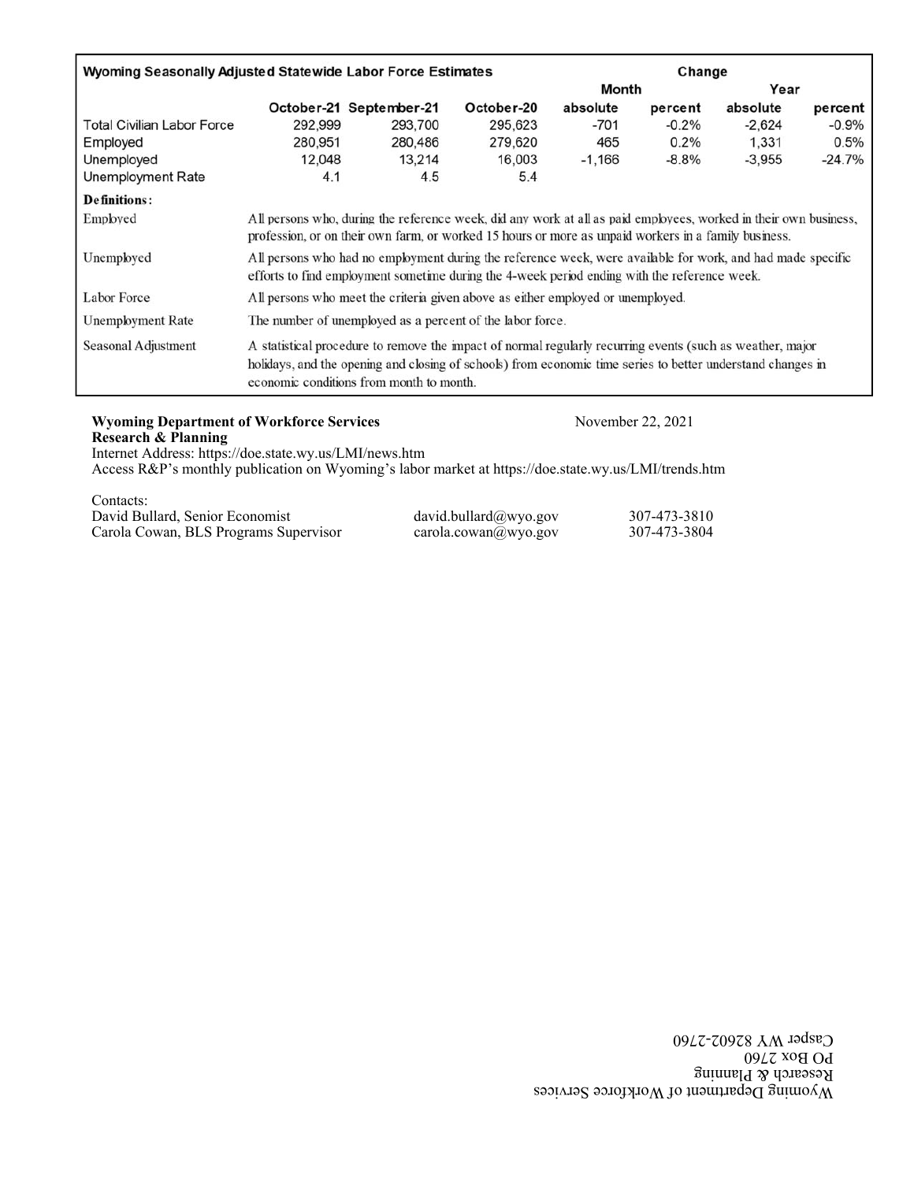| Wyoming Seasonally Adjusted Statewide Labor Force Estimates | | | | Change | | | |
|---|---|---|---|---|---|---|---|
| | | | | Month | | Year | |
| | October-21 | September-21 | October-20 | absolute | percent | absolute | percent |
| Total Civilian Labor Force | 292,999 | 293,700 | 295,623 | -701 | -0.2% | -2,624 | -0.9% |
| Employed | 280,951 | 280,486 | 279,620 | 465 | 0.2% | 1,331 | 0.5% |
| Unemployed | 12,048 | 13,214 | 16,003 | -1,166 | -8.8% | -3,955 | -24.7% |
| Unemployment Rate | 4.1 | 4.5 | 5.4 | | | | |

**Definitions:**

| | |
|---|---|
| Employed | All persons who, during the reference week, did any work at all as paid employees, worked in their own business, profession, or on their own farm, or worked 15 hours or more as unpaid workers in a family business. |
| Unemployed | All persons who had no employment during the reference week, were available for work, and had made specific efforts to find employment sometime during the 4-week period ending with the reference week. |
| Labor Force | All persons who meet the criteria given above as either employed or unemployed. |
| Unemployment Rate | The number of unemployed as a percent of the labor force. |
| Seasonal Adjustment | A statistical procedure to remove the impact of normal regularly recurring events (such as weather, major holidays, and the opening and closing of schools) from economic time series to better understand changes in economic conditions from month to month. |

**Wyoming Department of Workforce Services**
**Research & Planning**
Internet Address: https://doe.state.wy.us/LMI/news.htm
Access R&P's monthly publication on Wyoming's labor market at https://doe.state.wy.us/LMI/trends.htm

November 22, 2021

Contacts:

| | | |
|---|---|---|
| David Bullard, Senior Economist | david.bullard@wyo.gov | 307-473-3810 |
| Carola Cowan, BLS Programs Supervisor | carola.cowan@wyo.gov | 307-473-3804 |

Wyoming Department of Workforce Services
Research & Planning
PO Box 2760
Casper WY 82602-2760